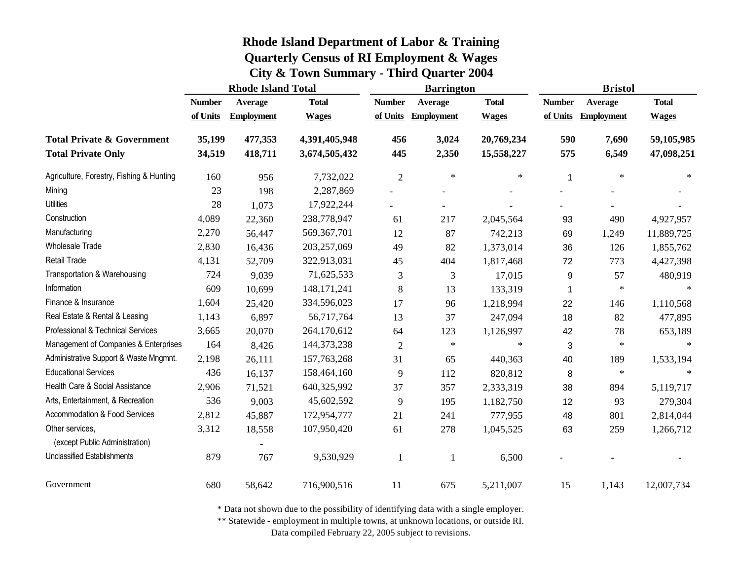# Rhode Island Department of Labor & Training
## Quarterly Census of RI Employment & Wages
### City & Town Summary - Third Quarter 2004

| | Rhode Island Total | | | Barrington | | | Bristol | | |
|---|---|---|---|---|---|---|---|---|---|
| | Number of Units | Average Employment | Total Wages | Number of Units | Average Employment | Total Wages | Number of Units | Average Employment | Total Wages |
| **Total Private & Government** | **35,199** | **477,353** | **4,391,405,948** | **456** | **3,024** | **20,769,234** | **590** | **7,690** | **59,105,985** |
| **Total Private Only** | **34,519** | **418,711** | **3,674,505,432** | **445** | **2,350** | **15,558,227** | **575** | **6,549** | **47,098,251** |
| Agriculture, Forestry, Fishing & Hunting | 160 | 956 | 7,732,022 | 2 | * | * | 1 | * | * |
| Mining | 23 | 198 | 2,287,869 | - | - | - | - | - | - |
| Utilities | 28 | 1,073 | 17,922,244 | - | - | - | - | - | - |
| Construction | 4,089 | 22,360 | 238,778,947 | 61 | 217 | 2,045,564 | 93 | 490 | 4,927,957 |
| Manufacturing | 2,270 | 56,447 | 569,367,701 | 12 | 87 | 742,213 | 69 | 1,249 | 11,889,725 |
| Wholesale Trade | 2,830 | 16,436 | 203,257,069 | 49 | 82 | 1,373,014 | 36 | 126 | 1,855,762 |
| Retail Trade | 4,131 | 52,709 | 322,913,031 | 45 | 404 | 1,817,468 | 72 | 773 | 4,427,398 |
| Transportation & Warehousing | 724 | 9,039 | 71,625,533 | 3 | 3 | 17,015 | 9 | 57 | 480,919 |
| Information | 609 | 10,699 | 148,171,241 | 8 | 13 | 133,319 | 1 | * | * |
| Finance & Insurance | 1,604 | 25,420 | 334,596,023 | 17 | 96 | 1,218,994 | 22 | 146 | 1,110,568 |
| Real Estate & Rental & Leasing | 1,143 | 6,897 | 56,717,764 | 13 | 37 | 247,094 | 18 | 82 | 477,895 |
| Professional & Technical Services | 3,665 | 20,070 | 264,170,612 | 64 | 123 | 1,126,997 | 42 | 78 | 653,189 |
| Management of Companies & Enterprises | 164 | 8,426 | 144,373,238 | 2 | * | * | 3 | * | * |
| Administrative Support & Waste Mngmnt. | 2,198 | 26,111 | 157,763,268 | 31 | 65 | 440,363 | 40 | 189 | 1,533,194 |
| Educational Services | 436 | 16,137 | 158,464,160 | 9 | 112 | 820,812 | 8 | * | * |
| Health Care & Social Assistance | 2,906 | 71,521 | 640,325,992 | 37 | 357 | 2,333,319 | 38 | 894 | 5,119,717 |
| Arts, Entertainment, & Recreation | 536 | 9,003 | 45,602,592 | 9 | 195 | 1,182,750 | 12 | 93 | 279,304 |
| Accommodation & Food Services | 2,812 | 45,887 | 172,954,777 | 21 | 241 | 777,955 | 48 | 801 | 2,814,044 |
| Other services, (except Public Administration) | 3,312 | 18,558 | 107,950,420 | 61 | 278 | 1,045,525 | 63 | 259 | 1,266,712 |
| Unclassified Establishments | 879 | 767 | 9,530,929 | 1 | 1 | 6,500 | - | - | - |
| Government | 680 | 58,642 | 716,900,516 | 11 | 675 | 5,211,007 | 15 | 1,143 | 12,007,734 |

* Data not shown due to the possibility of identifying data with a single employer.

** Statewide - employment in multiple towns, at unknown locations, or outside RI.

Data compiled February 22, 2005 subject to revisions.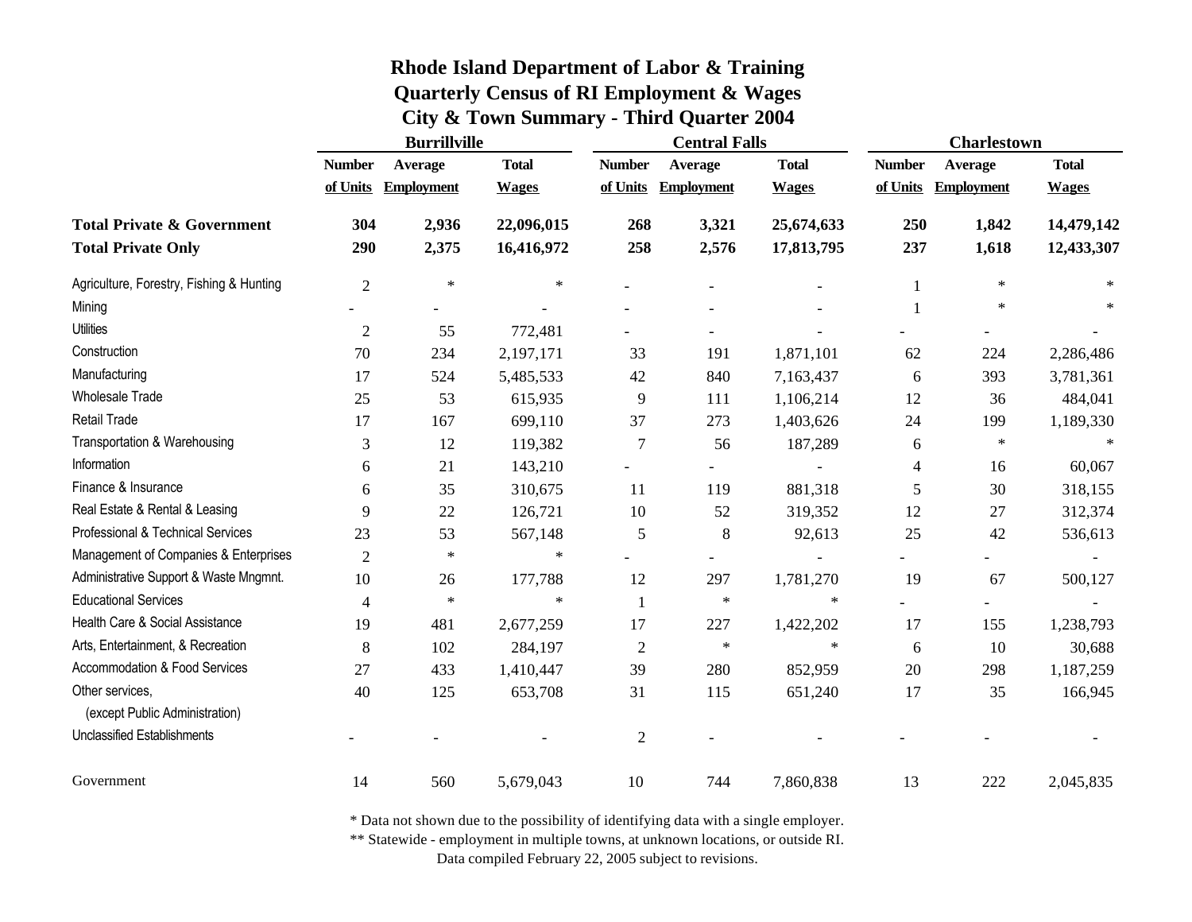# Rhode Island Department of Labor & Training
## Quarterly Census of RI Employment & Wages
## City & Town Summary - Third Quarter 2004

| | Burrillville | | | Central Falls | | | Charlestown | | |
|---|---|---|---|---|---|---|---|---|---|
| | Number of Units | Average Employment | Total Wages | Number of Units | Average Employment | Total Wages | Number of Units | Average Employment | Total Wages |
| **Total Private & Government** | **304** | **2,936** | **22,096,015** | **268** | **3,321** | **25,674,633** | **250** | **1,842** | **14,479,142** |
| **Total Private Only** | **290** | **2,375** | **16,416,972** | **258** | **2,576** | **17,813,795** | **237** | **1,618** | **12,433,307** |
| Agriculture, Forestry, Fishing & Hunting | 2 | * | * | - | - | - | 1 | * | * |
| Mining | - | - | - | - | - | - | 1 | * | * |
| Utilities | 2 | 55 | 772,481 | - | - | - | - | - | - |
| Construction | 70 | 234 | 2,197,171 | 33 | 191 | 1,871,101 | 62 | 224 | 2,286,486 |
| Manufacturing | 17 | 524 | 5,485,533 | 42 | 840 | 7,163,437 | 6 | 393 | 3,781,361 |
| Wholesale Trade | 25 | 53 | 615,935 | 9 | 111 | 1,106,214 | 12 | 36 | 484,041 |
| Retail Trade | 17 | 167 | 699,110 | 37 | 273 | 1,403,626 | 24 | 199 | 1,189,330 |
| Transportation & Warehousing | 3 | 12 | 119,382 | 7 | 56 | 187,289 | 6 | * | * |
| Information | 6 | 21 | 143,210 | - | - | - | 4 | 16 | 60,067 |
| Finance & Insurance | 6 | 35 | 310,675 | 11 | 119 | 881,318 | 5 | 30 | 318,155 |
| Real Estate & Rental & Leasing | 9 | 22 | 126,721 | 10 | 52 | 319,352 | 12 | 27 | 312,374 |
| Professional & Technical Services | 23 | 53 | 567,148 | 5 | 8 | 92,613 | 25 | 42 | 536,613 |
| Management of Companies & Enterprises | 2 | * | * | - | - | - | - | - | - |
| Administrative Support & Waste Mngmnt. | 10 | 26 | 177,788 | 12 | 297 | 1,781,270 | 19 | 67 | 500,127 |
| Educational Services | 4 | * | * | 1 | * | * | - | - | - |
| Health Care & Social Assistance | 19 | 481 | 2,677,259 | 17 | 227 | 1,422,202 | 17 | 155 | 1,238,793 |
| Arts, Entertainment, & Recreation | 8 | 102 | 284,197 | 2 | * | * | 6 | 10 | 30,688 |
| Accommodation & Food Services | 27 | 433 | 1,410,447 | 39 | 280 | 852,959 | 20 | 298 | 1,187,259 |
| Other services, (except Public Administration) | 40 | 125 | 653,708 | 31 | 115 | 651,240 | 17 | 35 | 166,945 |
| Unclassified Establishments | - | - | - | 2 | - | - | - | - | - |
| Government | 14 | 560 | 5,679,043 | 10 | 744 | 7,860,838 | 13 | 222 | 2,045,835 |

* Data not shown due to the possibility of identifying data with a single employer.
** Statewide - employment in multiple towns, at unknown locations, or outside RI.
Data compiled February 22, 2005 subject to revisions.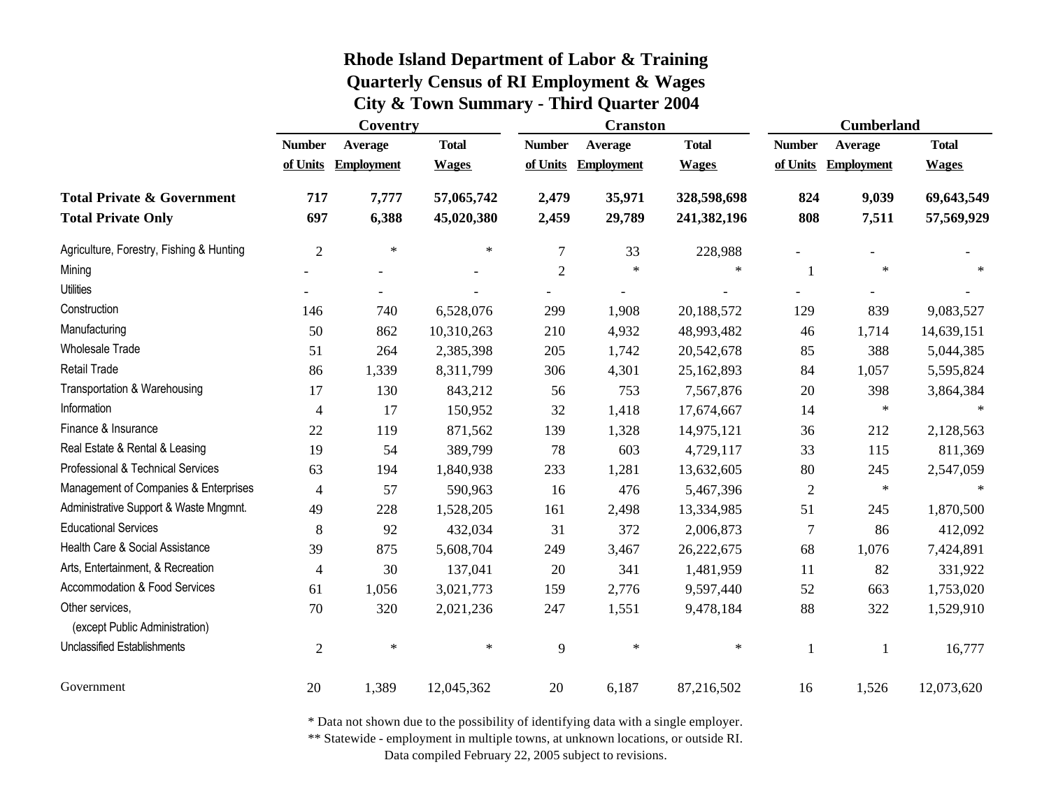# Rhode Island Department of Labor & Training
## Quarterly Census of RI Employment & Wages
### City & Town Summary - Third Quarter 2004

| | Coventry | | | Cranston | | | Cumberland | | |
|---|---|---|---|---|---|---|---|---|---|
| | Number of Units | Average Employment | Total Wages | Number of Units | Average Employment | Total Wages | Number of Units | Average Employment | Total Wages |
| **Total Private & Government** | **717** | **7,777** | **57,065,742** | **2,479** | **35,971** | **328,598,698** | **824** | **9,039** | **69,643,549** |
| **Total Private Only** | **697** | **6,388** | **45,020,380** | **2,459** | **29,789** | **241,382,196** | **808** | **7,511** | **57,569,929** |
| Agriculture, Forestry, Fishing & Hunting | 2 | * | * | 7 | 33 | 228,988 | - | - | - |
| Mining | - | - | - | 2 | * | * | 1 | * | * |
| Utilities | - | - | - | - | - | - | - | - | - |
| Construction | 146 | 740 | 6,528,076 | 299 | 1,908 | 20,188,572 | 129 | 839 | 9,083,527 |
| Manufacturing | 50 | 862 | 10,310,263 | 210 | 4,932 | 48,993,482 | 46 | 1,714 | 14,639,151 |
| Wholesale Trade | 51 | 264 | 2,385,398 | 205 | 1,742 | 20,542,678 | 85 | 388 | 5,044,385 |
| Retail Trade | 86 | 1,339 | 8,311,799 | 306 | 4,301 | 25,162,893 | 84 | 1,057 | 5,595,824 |
| Transportation & Warehousing | 17 | 130 | 843,212 | 56 | 753 | 7,567,876 | 20 | 398 | 3,864,384 |
| Information | 4 | 17 | 150,952 | 32 | 1,418 | 17,674,667 | 14 | * | * |
| Finance & Insurance | 22 | 119 | 871,562 | 139 | 1,328 | 14,975,121 | 36 | 212 | 2,128,563 |
| Real Estate & Rental & Leasing | 19 | 54 | 389,799 | 78 | 603 | 4,729,117 | 33 | 115 | 811,369 |
| Professional & Technical Services | 63 | 194 | 1,840,938 | 233 | 1,281 | 13,632,605 | 80 | 245 | 2,547,059 |
| Management of Companies & Enterprises | 4 | 57 | 590,963 | 16 | 476 | 5,467,396 | 2 | * | * |
| Administrative Support & Waste Mngmnt. | 49 | 228 | 1,528,205 | 161 | 2,498 | 13,334,985 | 51 | 245 | 1,870,500 |
| Educational Services | 8 | 92 | 432,034 | 31 | 372 | 2,006,873 | 7 | 86 | 412,092 |
| Health Care & Social Assistance | 39 | 875 | 5,608,704 | 249 | 3,467 | 26,222,675 | 68 | 1,076 | 7,424,891 |
| Arts, Entertainment, & Recreation | 4 | 30 | 137,041 | 20 | 341 | 1,481,959 | 11 | 82 | 331,922 |
| Accommodation & Food Services | 61 | 1,056 | 3,021,773 | 159 | 2,776 | 9,597,440 | 52 | 663 | 1,753,020 |
| Other services, (except Public Administration) | 70 | 320 | 2,021,236 | 247 | 1,551 | 9,478,184 | 88 | 322 | 1,529,910 |
| Unclassified Establishments | 2 | * | * | 9 | * | * | 1 | 1 | 16,777 |
| Government | 20 | 1,389 | 12,045,362 | 20 | 6,187 | 87,216,502 | 16 | 1,526 | 12,073,620 |

\* Data not shown due to the possibility of identifying data with a single employer.

\*\* Statewide - employment in multiple towns, at unknown locations, or outside RI.

Data compiled February 22, 2005 subject to revisions.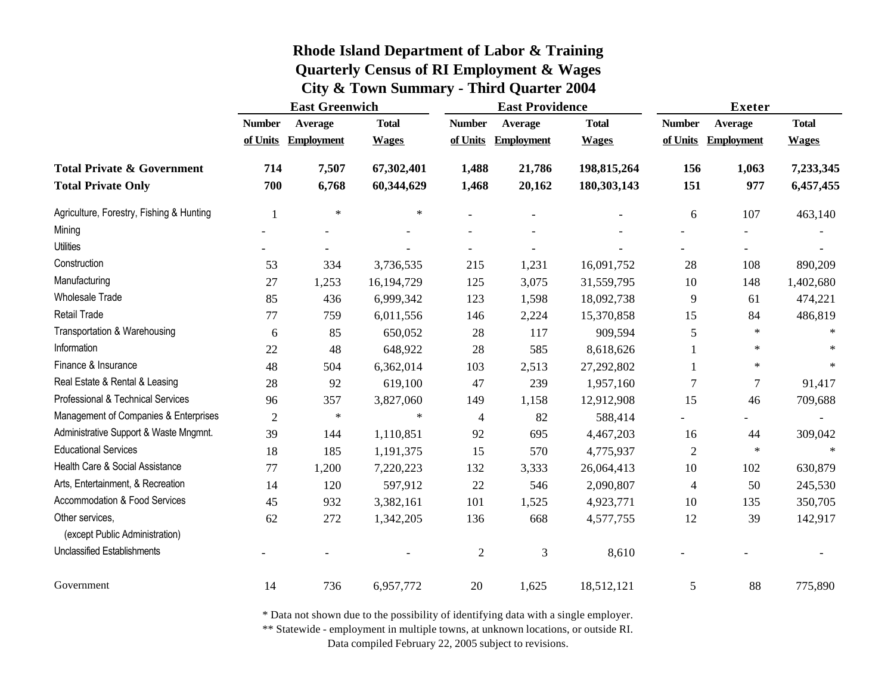# Rhode Island Department of Labor & Training
## Quarterly Census of RI Employment & Wages
### City & Town Summary - Third Quarter 2004

| | East Greenwich | | | East Providence | | | Exeter | | |
|---|---|---|---|---|---|---|---|---|---|
| | Number of Units | Average Employment | Total Wages | Number of Units | Average Employment | Total Wages | Number of Units | Average Employment | Total Wages |
| **Total Private & Government** | **714** | **7,507** | **67,302,401** | **1,488** | **21,786** | **198,815,264** | **156** | **1,063** | **7,233,345** |
| **Total Private Only** | **700** | **6,768** | **60,344,629** | **1,468** | **20,162** | **180,303,143** | **151** | **977** | **6,457,455** |
| Agriculture, Forestry, Fishing & Hunting | 1 | * | * | - | - | - | 6 | 107 | 463,140 |
| Mining | - | - | - | - | - | - | - | - | - |
| Utilities | - | - | - | - | - | - | - | - | - |
| Construction | 53 | 334 | 3,736,535 | 215 | 1,231 | 16,091,752 | 28 | 108 | 890,209 |
| Manufacturing | 27 | 1,253 | 16,194,729 | 125 | 3,075 | 31,559,795 | 10 | 148 | 1,402,680 |
| Wholesale Trade | 85 | 436 | 6,999,342 | 123 | 1,598 | 18,092,738 | 9 | 61 | 474,221 |
| Retail Trade | 77 | 759 | 6,011,556 | 146 | 2,224 | 15,370,858 | 15 | 84 | 486,819 |
| Transportation & Warehousing | 6 | 85 | 650,052 | 28 | 117 | 909,594 | 5 | * | * |
| Information | 22 | 48 | 648,922 | 28 | 585 | 8,618,626 | 1 | * | * |
| Finance & Insurance | 48 | 504 | 6,362,014 | 103 | 2,513 | 27,292,802 | 1 | * | * |
| Real Estate & Rental & Leasing | 28 | 92 | 619,100 | 47 | 239 | 1,957,160 | 7 | 7 | 91,417 |
| Professional & Technical Services | 96 | 357 | 3,827,060 | 149 | 1,158 | 12,912,908 | 15 | 46 | 709,688 |
| Management of Companies & Enterprises | 2 | * | * | 4 | 82 | 588,414 | - | - | - |
| Administrative Support & Waste Mngmnt. | 39 | 144 | 1,110,851 | 92 | 695 | 4,467,203 | 16 | 44 | 309,042 |
| Educational Services | 18 | 185 | 1,191,375 | 15 | 570 | 4,775,937 | 2 | * | * |
| Health Care & Social Assistance | 77 | 1,200 | 7,220,223 | 132 | 3,333 | 26,064,413 | 10 | 102 | 630,879 |
| Arts, Entertainment, & Recreation | 14 | 120 | 597,912 | 22 | 546 | 2,090,807 | 4 | 50 | 245,530 |
| Accommodation & Food Services | 45 | 932 | 3,382,161 | 101 | 1,525 | 4,923,771 | 10 | 135 | 350,705 |
| Other services, (except Public Administration) | 62 | 272 | 1,342,205 | 136 | 668 | 4,577,755 | 12 | 39 | 142,917 |
| Unclassified Establishments | - | - | - | 2 | 3 | 8,610 | - | - | - |
| Government | 14 | 736 | 6,957,772 | 20 | 1,625 | 18,512,121 | 5 | 88 | 775,890 |

* Data not shown due to the possibility of identifying data with a single employer.

** Statewide - employment in multiple towns, at unknown locations, or outside RI.

Data compiled February 22, 2005 subject to revisions.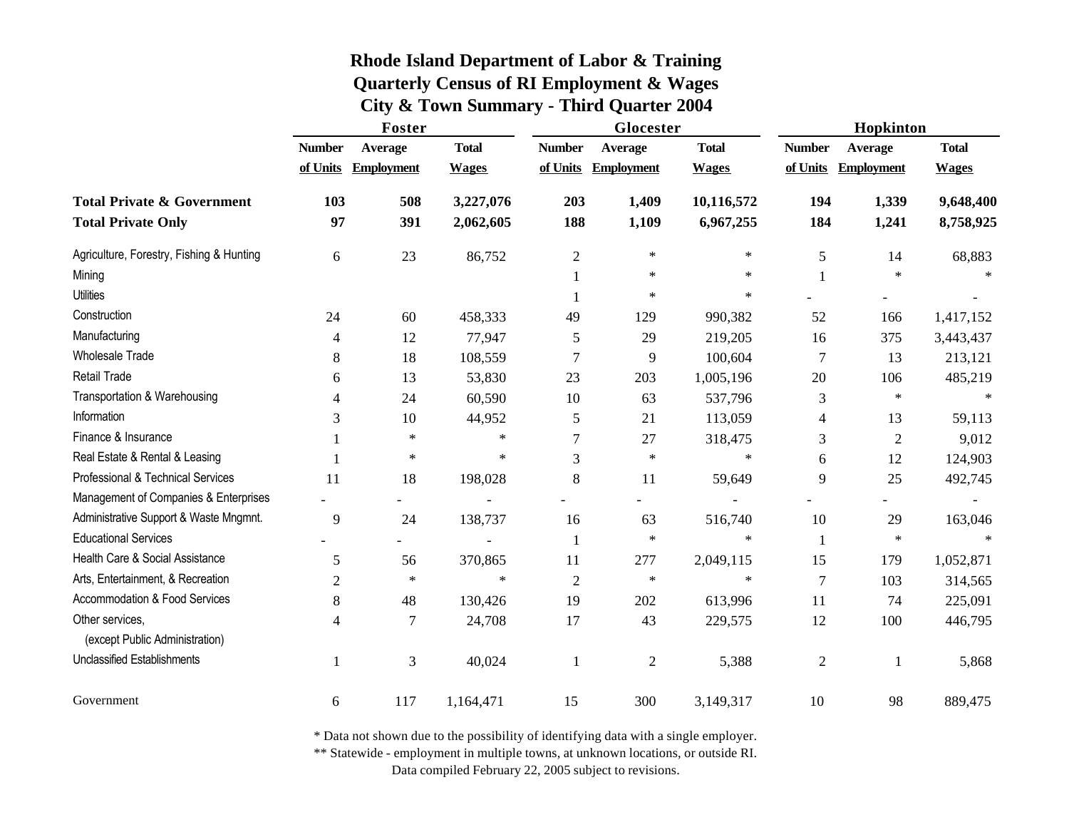# Rhode Island Department of Labor & Training
## Quarterly Census of RI Employment & Wages
### City & Town Summary - Third Quarter 2004

| | Foster | | | Glocester | | | Hopkinton | | |
|---|---|---|---|---|---|---|---|---|---|
| | Number of Units | Average Employment | Total Wages | Number of Units | Average Employment | Total Wages | Number of Units | Average Employment | Total Wages |
| **Total Private & Government** | **103** | **508** | **3,227,076** | **203** | **1,409** | **10,116,572** | **194** | **1,339** | **9,648,400** |
| **Total Private Only** | **97** | **391** | **2,062,605** | **188** | **1,109** | **6,967,255** | **184** | **1,241** | **8,758,925** |
| Agriculture, Forestry, Fishing & Hunting | 6 | 23 | 86,752 | 2 | * | * | 5 | 14 | 68,883 |
| Mining | | | | 1 | * | * | 1 | * | * |
| Utilities | | | | 1 | * | * | - | - | - |
| Construction | 24 | 60 | 458,333 | 49 | 129 | 990,382 | 52 | 166 | 1,417,152 |
| Manufacturing | 4 | 12 | 77,947 | 5 | 29 | 219,205 | 16 | 375 | 3,443,437 |
| Wholesale Trade | 8 | 18 | 108,559 | 7 | 9 | 100,604 | 7 | 13 | 213,121 |
| Retail Trade | 6 | 13 | 53,830 | 23 | 203 | 1,005,196 | 20 | 106 | 485,219 |
| Transportation & Warehousing | 4 | 24 | 60,590 | 10 | 63 | 537,796 | 3 | * | * |
| Information | 3 | 10 | 44,952 | 5 | 21 | 113,059 | 4 | 13 | 59,113 |
| Finance & Insurance | 1 | * | * | 7 | 27 | 318,475 | 3 | 2 | 9,012 |
| Real Estate & Rental & Leasing | 1 | * | * | 3 | * | * | 6 | 12 | 124,903 |
| Professional & Technical Services | 11 | 18 | 198,028 | 8 | 11 | 59,649 | 9 | 25 | 492,745 |
| Management of Companies & Enterprises | - | - | - | - | - | - | - | - | - |
| Administrative Support & Waste Mngmnt. | 9 | 24 | 138,737 | 16 | 63 | 516,740 | 10 | 29 | 163,046 |
| Educational Services | - | - | - | 1 | * | * | 1 | * | * |
| Health Care & Social Assistance | 5 | 56 | 370,865 | 11 | 277 | 2,049,115 | 15 | 179 | 1,052,871 |
| Arts, Entertainment, & Recreation | 2 | * | * | 2 | * | * | 7 | 103 | 314,565 |
| Accommodation & Food Services | 8 | 48 | 130,426 | 19 | 202 | 613,996 | 11 | 74 | 225,091 |
| Other services, (except Public Administration) | 4 | 7 | 24,708 | 17 | 43 | 229,575 | 12 | 100 | 446,795 |
| Unclassified Establishments | 1 | 3 | 40,024 | 1 | 2 | 5,388 | 2 | 1 | 5,868 |
| Government | 6 | 117 | 1,164,471 | 15 | 300 | 3,149,317 | 10 | 98 | 889,475 |

* Data not shown due to the possibility of identifying data with a single employer.
** Statewide - employment in multiple towns, at unknown locations, or outside RI.
Data compiled February 22, 2005 subject to revisions.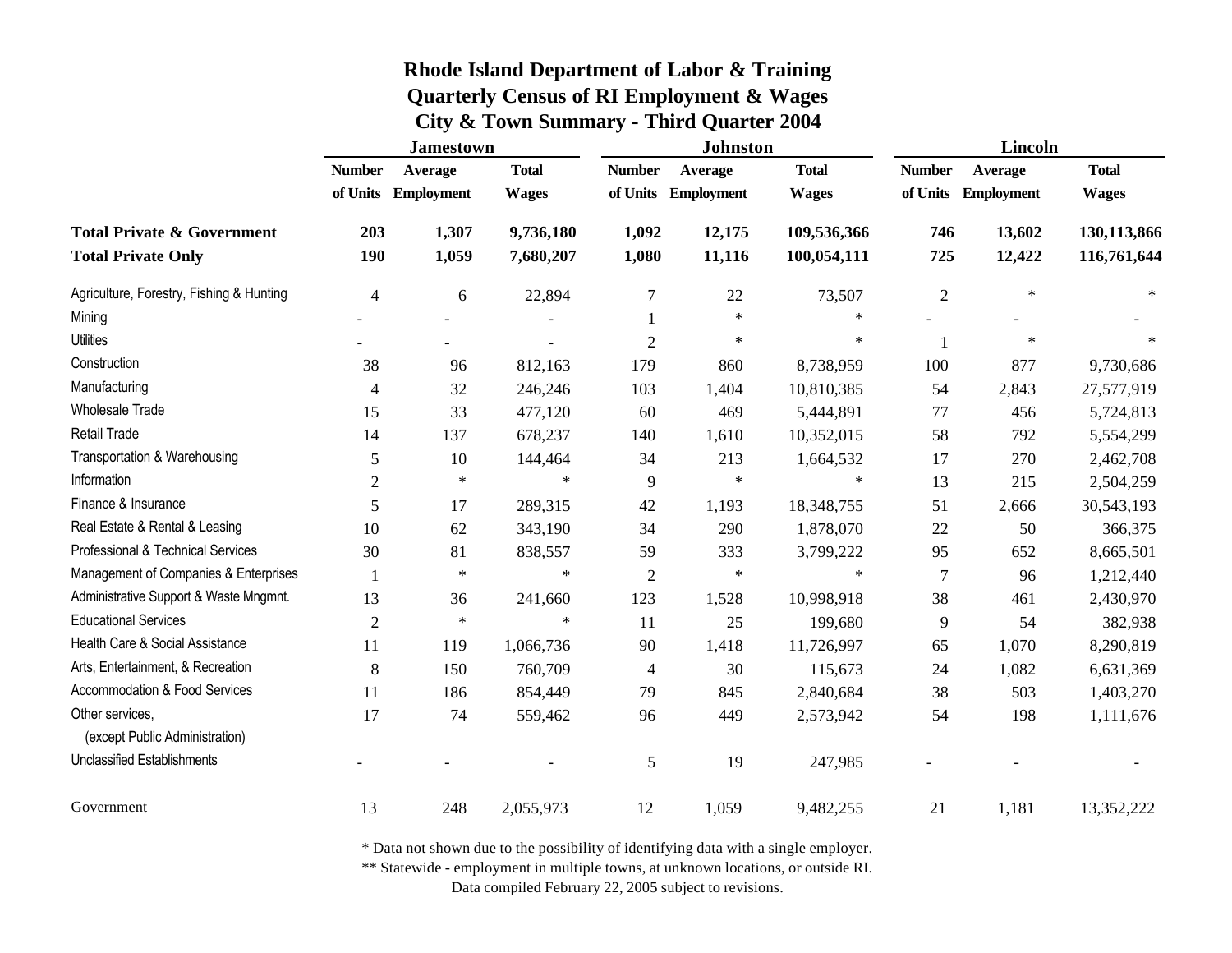# Rhode Island Department of Labor & Training
## Quarterly Census of RI Employment & Wages
### City & Town Summary - Third Quarter 2004

| | Jamestown | | | Johnston | | | Lincoln | | |
|---|---|---|---|---|---|---|---|---|---|
| | Number of Units | Average Employment | Total Wages | Number of Units | Average Employment | Total Wages | Number of Units | Average Employment | Total Wages |
| **Total Private & Government** | **203** | **1,307** | **9,736,180** | **1,092** | **12,175** | **109,536,366** | **746** | **13,602** | **130,113,866** |
| **Total Private Only** | **190** | **1,059** | **7,680,207** | **1,080** | **11,116** | **100,054,111** | **725** | **12,422** | **116,761,644** |
| Agriculture, Forestry, Fishing & Hunting | 4 | 6 | 22,894 | 7 | 22 | 73,507 | 2 | * | * |
| Mining | - | - | - | 1 | * | * | - | - | - |
| Utilities | - | - | - | 2 | * | * | 1 | * | * |
| Construction | 38 | 96 | 812,163 | 179 | 860 | 8,738,959 | 100 | 877 | 9,730,686 |
| Manufacturing | 4 | 32 | 246,246 | 103 | 1,404 | 10,810,385 | 54 | 2,843 | 27,577,919 |
| Wholesale Trade | 15 | 33 | 477,120 | 60 | 469 | 5,444,891 | 77 | 456 | 5,724,813 |
| Retail Trade | 14 | 137 | 678,237 | 140 | 1,610 | 10,352,015 | 58 | 792 | 5,554,299 |
| Transportation & Warehousing | 5 | 10 | 144,464 | 34 | 213 | 1,664,532 | 17 | 270 | 2,462,708 |
| Information | 2 | * | * | 9 | * | * | 13 | 215 | 2,504,259 |
| Finance & Insurance | 5 | 17 | 289,315 | 42 | 1,193 | 18,348,755 | 51 | 2,666 | 30,543,193 |
| Real Estate & Rental & Leasing | 10 | 62 | 343,190 | 34 | 290 | 1,878,070 | 22 | 50 | 366,375 |
| Professional & Technical Services | 30 | 81 | 838,557 | 59 | 333 | 3,799,222 | 95 | 652 | 8,665,501 |
| Management of Companies & Enterprises | 1 | * | * | 2 | * | * | 7 | 96 | 1,212,440 |
| Administrative Support & Waste Mngmnt. | 13 | 36 | 241,660 | 123 | 1,528 | 10,998,918 | 38 | 461 | 2,430,970 |
| Educational Services | 2 | * | * | 11 | 25 | 199,680 | 9 | 54 | 382,938 |
| Health Care & Social Assistance | 11 | 119 | 1,066,736 | 90 | 1,418 | 11,726,997 | 65 | 1,070 | 8,290,819 |
| Arts, Entertainment, & Recreation | 8 | 150 | 760,709 | 4 | 30 | 115,673 | 24 | 1,082 | 6,631,369 |
| Accommodation & Food Services | 11 | 186 | 854,449 | 79 | 845 | 2,840,684 | 38 | 503 | 1,403,270 |
| Other services, (except Public Administration) | 17 | 74 | 559,462 | 96 | 449 | 2,573,942 | 54 | 198 | 1,111,676 |
| Unclassified Establishments | - | - | - | 5 | 19 | 247,985 | - | - | - |
| Government | 13 | 248 | 2,055,973 | 12 | 1,059 | 9,482,255 | 21 | 1,181 | 13,352,222 |

* Data not shown due to the possibility of identifying data with a single employer.
** Statewide - employment in multiple towns, at unknown locations, or outside RI.
Data compiled February 22, 2005 subject to revisions.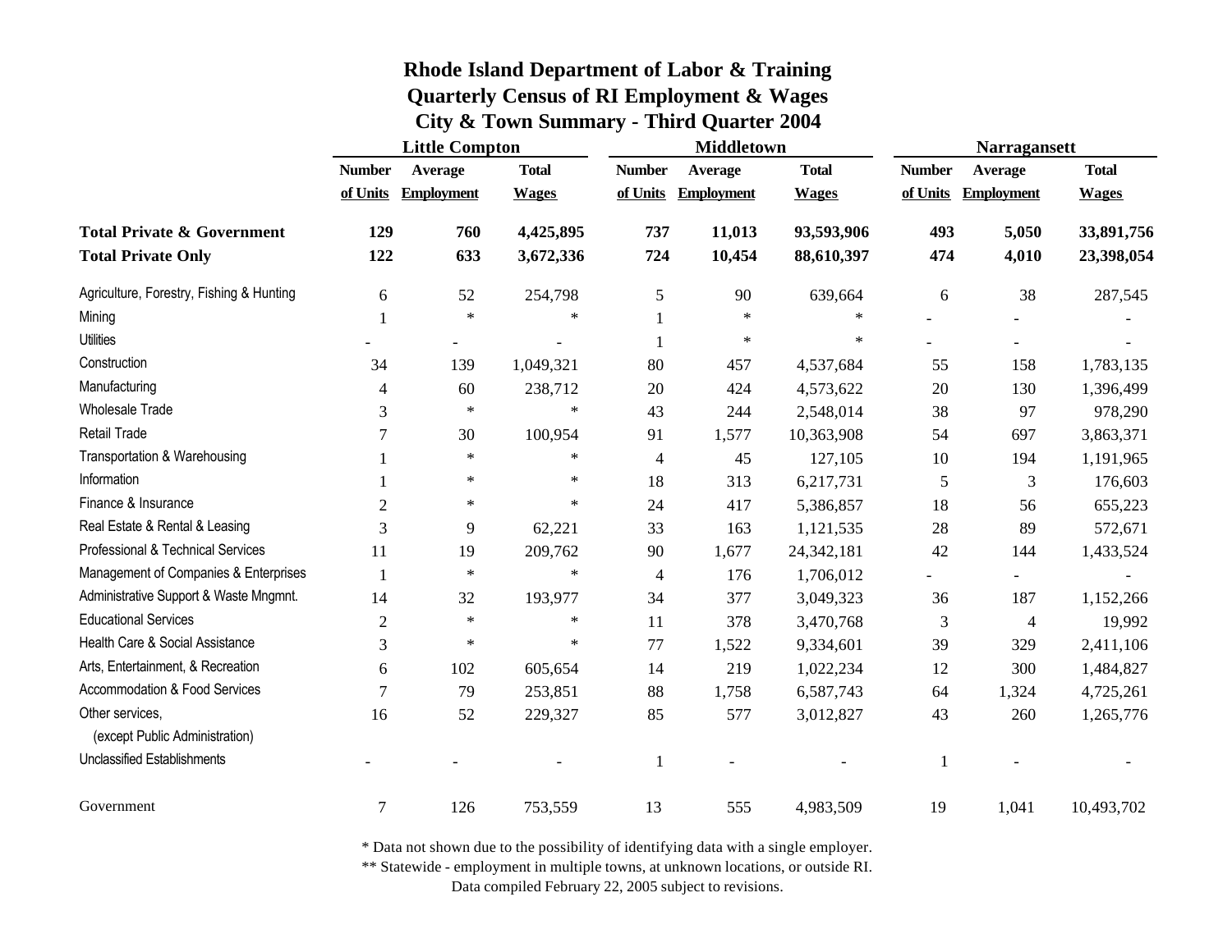# Rhode Island Department of Labor & Training
## Quarterly Census of RI Employment & Wages
## City & Town Summary - Third Quarter 2004

| | Little Compton | | | Middletown | | | Narragansett | | |
|---|---|---|---|---|---|---|---|---|---|
| | Number of Units | Average Employment | Total Wages | Number of Units | Average Employment | Total Wages | Number of Units | Average Employment | Total Wages |
| **Total Private & Government** | **129** | **760** | **4,425,895** | **737** | **11,013** | **93,593,906** | **493** | **5,050** | **33,891,756** |
| **Total Private Only** | **122** | **633** | **3,672,336** | **724** | **10,454** | **88,610,397** | **474** | **4,010** | **23,398,054** |
| Agriculture, Forestry, Fishing & Hunting | 6 | 52 | 254,798 | 5 | 90 | 639,664 | 6 | 38 | 287,545 |
| Mining | 1 | * | * | 1 | * | * | - | - | - |
| Utilities | - | - | - | 1 | * | * | - | - | - |
| Construction | 34 | 139 | 1,049,321 | 80 | 457 | 4,537,684 | 55 | 158 | 1,783,135 |
| Manufacturing | 4 | 60 | 238,712 | 20 | 424 | 4,573,622 | 20 | 130 | 1,396,499 |
| Wholesale Trade | 3 | * | * | 43 | 244 | 2,548,014 | 38 | 97 | 978,290 |
| Retail Trade | 7 | 30 | 100,954 | 91 | 1,577 | 10,363,908 | 54 | 697 | 3,863,371 |
| Transportation & Warehousing | 1 | * | * | 4 | 45 | 127,105 | 10 | 194 | 1,191,965 |
| Information | 1 | * | * | 18 | 313 | 6,217,731 | 5 | 3 | 176,603 |
| Finance & Insurance | 2 | * | * | 24 | 417 | 5,386,857 | 18 | 56 | 655,223 |
| Real Estate & Rental & Leasing | 3 | 9 | 62,221 | 33 | 163 | 1,121,535 | 28 | 89 | 572,671 |
| Professional & Technical Services | 11 | 19 | 209,762 | 90 | 1,677 | 24,342,181 | 42 | 144 | 1,433,524 |
| Management of Companies & Enterprises | 1 | * | * | 4 | 176 | 1,706,012 | - | - | - |
| Administrative Support & Waste Mngmnt. | 14 | 32 | 193,977 | 34 | 377 | 3,049,323 | 36 | 187 | 1,152,266 |
| Educational Services | 2 | * | * | 11 | 378 | 3,470,768 | 3 | 4 | 19,992 |
| Health Care & Social Assistance | 3 | * | * | 77 | 1,522 | 9,334,601 | 39 | 329 | 2,411,106 |
| Arts, Entertainment, & Recreation | 6 | 102 | 605,654 | 14 | 219 | 1,022,234 | 12 | 300 | 1,484,827 |
| Accommodation & Food Services | 7 | 79 | 253,851 | 88 | 1,758 | 6,587,743 | 64 | 1,324 | 4,725,261 |
| Other services, (except Public Administration) | 16 | 52 | 229,327 | 85 | 577 | 3,012,827 | 43 | 260 | 1,265,776 |
| Unclassified Establishments | - | - | - | 1 | - | - | 1 | - | - |
| Government | 7 | 126 | 753,559 | 13 | 555 | 4,983,509 | 19 | 1,041 | 10,493,702 |

\* Data not shown due to the possibility of identifying data with a single employer.

\*\* Statewide - employment in multiple towns, at unknown locations, or outside RI.

Data compiled February 22, 2005 subject to revisions.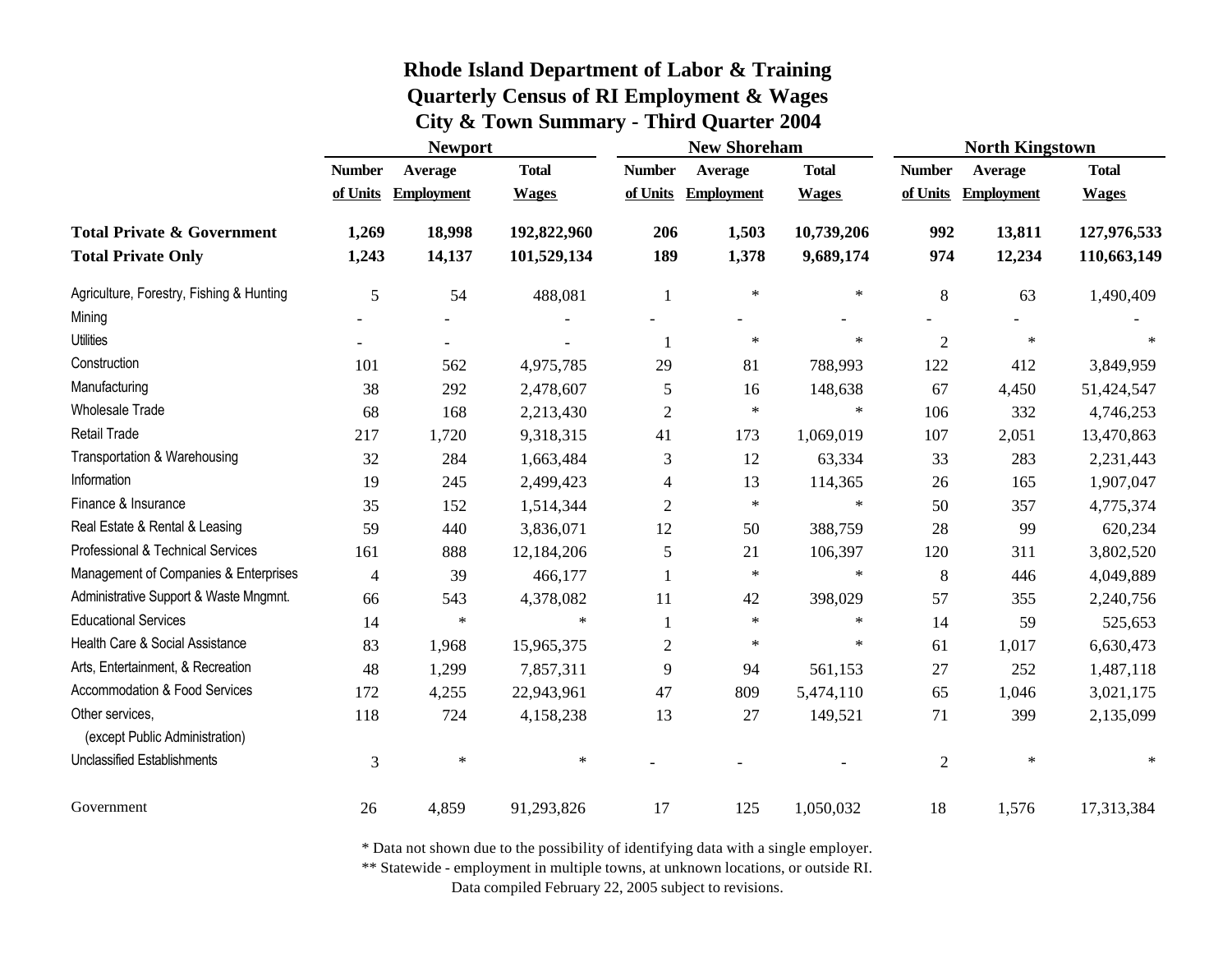# Rhode Island Department of Labor & Training
## Quarterly Census of RI Employment & Wages
## City & Town Summary - Third Quarter 2004

| | Newport | | | New Shoreham | | | North Kingstown | | |
|---|---|---|---|---|---|---|---|---|---|
| | Number of Units | Average Employment | Total Wages | Number of Units | Average Employment | Total Wages | Number of Units | Average Employment | Total Wages |
| **Total Private & Government** | **1,269** | **18,998** | **192,822,960** | **206** | **1,503** | **10,739,206** | **992** | **13,811** | **127,976,533** |
| **Total Private Only** | **1,243** | **14,137** | **101,529,134** | **189** | **1,378** | **9,689,174** | **974** | **12,234** | **110,663,149** |
| Agriculture, Forestry, Fishing & Hunting | 5 | 54 | 488,081 | 1 | * | * | 8 | 63 | 1,490,409 |
| Mining | - | - | - | - | - | - | - | - | - |
| Utilities | - | - | - | 1 | * | * | 2 | * | * |
| Construction | 101 | 562 | 4,975,785 | 29 | 81 | 788,993 | 122 | 412 | 3,849,959 |
| Manufacturing | 38 | 292 | 2,478,607 | 5 | 16 | 148,638 | 67 | 4,450 | 51,424,547 |
| Wholesale Trade | 68 | 168 | 2,213,430 | 2 | * | * | 106 | 332 | 4,746,253 |
| Retail Trade | 217 | 1,720 | 9,318,315 | 41 | 173 | 1,069,019 | 107 | 2,051 | 13,470,863 |
| Transportation & Warehousing | 32 | 284 | 1,663,484 | 3 | 12 | 63,334 | 33 | 283 | 2,231,443 |
| Information | 19 | 245 | 2,499,423 | 4 | 13 | 114,365 | 26 | 165 | 1,907,047 |
| Finance & Insurance | 35 | 152 | 1,514,344 | 2 | * | * | 50 | 357 | 4,775,374 |
| Real Estate & Rental & Leasing | 59 | 440 | 3,836,071 | 12 | 50 | 388,759 | 28 | 99 | 620,234 |
| Professional & Technical Services | 161 | 888 | 12,184,206 | 5 | 21 | 106,397 | 120 | 311 | 3,802,520 |
| Management of Companies & Enterprises | 4 | 39 | 466,177 | 1 | * | * | 8 | 446 | 4,049,889 |
| Administrative Support & Waste Mngmnt. | 66 | 543 | 4,378,082 | 11 | 42 | 398,029 | 57 | 355 | 2,240,756 |
| Educational Services | 14 | * | * | 1 | * | * | 14 | 59 | 525,653 |
| Health Care & Social Assistance | 83 | 1,968 | 15,965,375 | 2 | * | * | 61 | 1,017 | 6,630,473 |
| Arts, Entertainment, & Recreation | 48 | 1,299 | 7,857,311 | 9 | 94 | 561,153 | 27 | 252 | 1,487,118 |
| Accommodation & Food Services | 172 | 4,255 | 22,943,961 | 47 | 809 | 5,474,110 | 65 | 1,046 | 3,021,175 |
| Other services, (except Public Administration) | 118 | 724 | 4,158,238 | 13 | 27 | 149,521 | 71 | 399 | 2,135,099 |
| Unclassified Establishments | 3 | * | * | - | - | - | 2 | * | * |
| Government | 26 | 4,859 | 91,293,826 | 17 | 125 | 1,050,032 | 18 | 1,576 | 17,313,384 |

* Data not shown due to the possibility of identifying data with a single employer.
** Statewide - employment in multiple towns, at unknown locations, or outside RI.
Data compiled February 22, 2005 subject to revisions.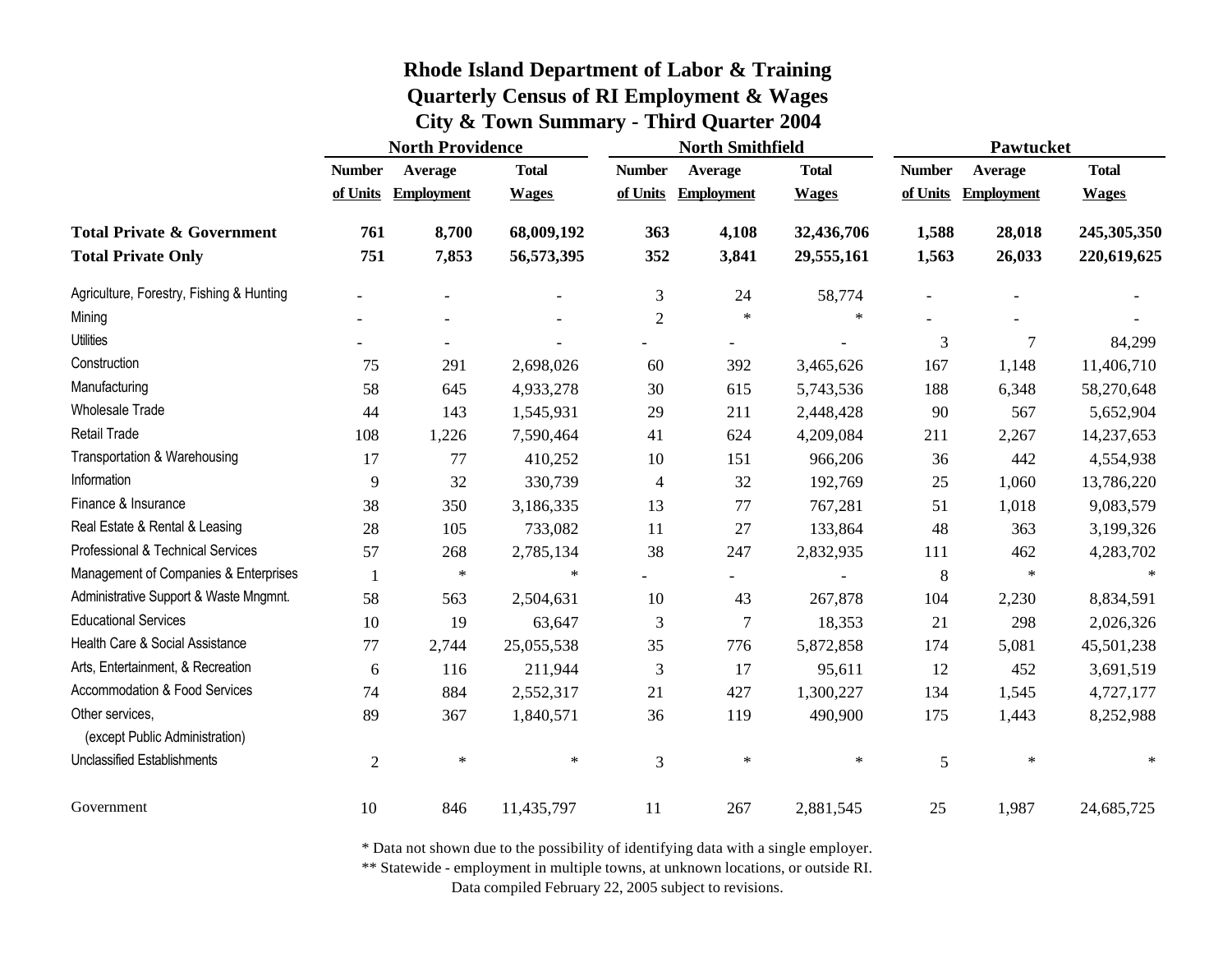# Rhode Island Department of Labor & Training
## Quarterly Census of RI Employment & Wages
### City & Town Summary - Third Quarter 2004

| | North Providence | | | North Smithfield | | | Pawtucket | | |
|---|---|---|---|---|---|---|---|---|---|
| | Number of Units | Average Employment | Total Wages | Number of Units | Average Employment | Total Wages | Number of Units | Average Employment | Total Wages |
| **Total Private & Government** | **761** | **8,700** | **68,009,192** | **363** | **4,108** | **32,436,706** | **1,588** | **28,018** | **245,305,350** |
| **Total Private Only** | **751** | **7,853** | **56,573,395** | **352** | **3,841** | **29,555,161** | **1,563** | **26,033** | **220,619,625** |
| Agriculture, Forestry, Fishing & Hunting | - | - | - | 3 | 24 | 58,774 | - | - | - |
| Mining | - | - | - | 2 | * | * | - | - | - |
| Utilities | - | - | - | - | - | - | 3 | 7 | 84,299 |
| Construction | 75 | 291 | 2,698,026 | 60 | 392 | 3,465,626 | 167 | 1,148 | 11,406,710 |
| Manufacturing | 58 | 645 | 4,933,278 | 30 | 615 | 5,743,536 | 188 | 6,348 | 58,270,648 |
| Wholesale Trade | 44 | 143 | 1,545,931 | 29 | 211 | 2,448,428 | 90 | 567 | 5,652,904 |
| Retail Trade | 108 | 1,226 | 7,590,464 | 41 | 624 | 4,209,084 | 211 | 2,267 | 14,237,653 |
| Transportation & Warehousing | 17 | 77 | 410,252 | 10 | 151 | 966,206 | 36 | 442 | 4,554,938 |
| Information | 9 | 32 | 330,739 | 4 | 32 | 192,769 | 25 | 1,060 | 13,786,220 |
| Finance & Insurance | 38 | 350 | 3,186,335 | 13 | 77 | 767,281 | 51 | 1,018 | 9,083,579 |
| Real Estate & Rental & Leasing | 28 | 105 | 733,082 | 11 | 27 | 133,864 | 48 | 363 | 3,199,326 |
| Professional & Technical Services | 57 | 268 | 2,785,134 | 38 | 247 | 2,832,935 | 111 | 462 | 4,283,702 |
| Management of Companies & Enterprises | 1 | * | * | - | - | - | 8 | * | * |
| Administrative Support & Waste Mngmnt. | 58 | 563 | 2,504,631 | 10 | 43 | 267,878 | 104 | 2,230 | 8,834,591 |
| Educational Services | 10 | 19 | 63,647 | 3 | 7 | 18,353 | 21 | 298 | 2,026,326 |
| Health Care & Social Assistance | 77 | 2,744 | 25,055,538 | 35 | 776 | 5,872,858 | 174 | 5,081 | 45,501,238 |
| Arts, Entertainment, & Recreation | 6 | 116 | 211,944 | 3 | 17 | 95,611 | 12 | 452 | 3,691,519 |
| Accommodation & Food Services | 74 | 884 | 2,552,317 | 21 | 427 | 1,300,227 | 134 | 1,545 | 4,727,177 |
| Other services, (except Public Administration) | 89 | 367 | 1,840,571 | 36 | 119 | 490,900 | 175 | 1,443 | 8,252,988 |
| Unclassified Establishments | 2 | * | * | 3 | * | * | 5 | * | * |
| Government | 10 | 846 | 11,435,797 | 11 | 267 | 2,881,545 | 25 | 1,987 | 24,685,725 |

\* Data not shown due to the possibility of identifying data with a single employer.

\** Statewide - employment in multiple towns, at unknown locations, or outside RI.

Data compiled February 22, 2005 subject to revisions.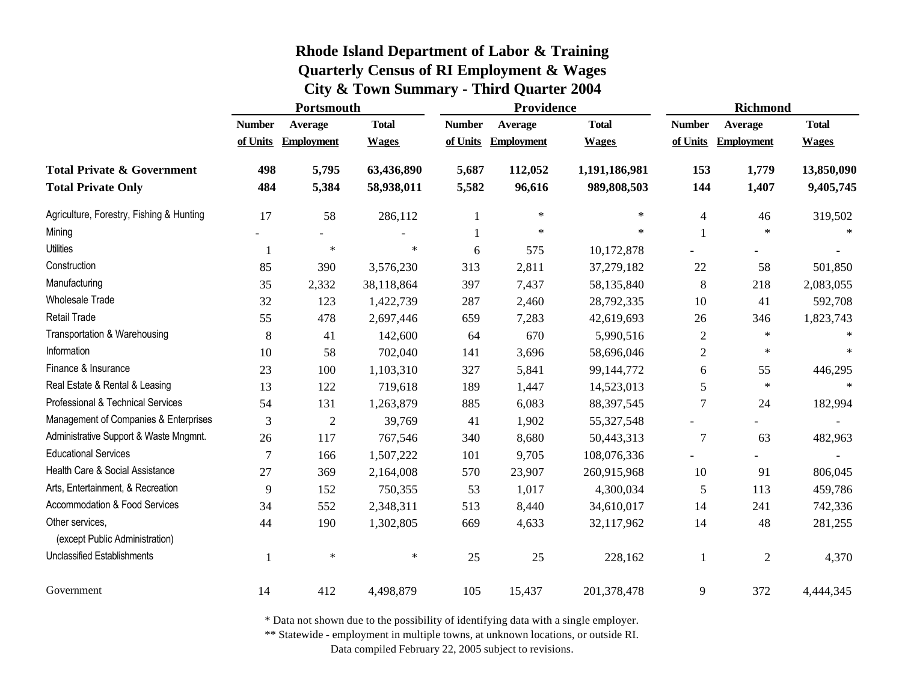# Rhode Island Department of Labor & Training
## Quarterly Census of RI Employment & Wages
## City & Town Summary - Third Quarter 2004

| | Portsmouth | | | Providence | | | Richmond | | |
|---|---|---|---|---|---|---|---|---|---|
| | Number of Units | Average Employment | Total Wages | Number of Units | Average Employment | Total Wages | Number of Units | Average Employment | Total Wages |
| **Total Private & Government** | **498** | **5,795** | **63,436,890** | **5,687** | **112,052** | **1,191,186,981** | **153** | **1,779** | **13,850,090** |
| **Total Private Only** | **484** | **5,384** | **58,938,011** | **5,582** | **96,616** | **989,808,503** | **144** | **1,407** | **9,405,745** |
| Agriculture, Forestry, Fishing & Hunting | 17 | 58 | 286,112 | 1 | * | * | 4 | 46 | 319,502 |
| Mining | - | - | - | 1 | * | * | 1 | * | * |
| Utilities | 1 | * | * | 6 | 575 | 10,172,878 | - | - | - |
| Construction | 85 | 390 | 3,576,230 | 313 | 2,811 | 37,279,182 | 22 | 58 | 501,850 |
| Manufacturing | 35 | 2,332 | 38,118,864 | 397 | 7,437 | 58,135,840 | 8 | 218 | 2,083,055 |
| Wholesale Trade | 32 | 123 | 1,422,739 | 287 | 2,460 | 28,792,335 | 10 | 41 | 592,708 |
| Retail Trade | 55 | 478 | 2,697,446 | 659 | 7,283 | 42,619,693 | 26 | 346 | 1,823,743 |
| Transportation & Warehousing | 8 | 41 | 142,600 | 64 | 670 | 5,990,516 | 2 | * | * |
| Information | 10 | 58 | 702,040 | 141 | 3,696 | 58,696,046 | 2 | * | * |
| Finance & Insurance | 23 | 100 | 1,103,310 | 327 | 5,841 | 99,144,772 | 6 | 55 | 446,295 |
| Real Estate & Rental & Leasing | 13 | 122 | 719,618 | 189 | 1,447 | 14,523,013 | 5 | * | * |
| Professional & Technical Services | 54 | 131 | 1,263,879 | 885 | 6,083 | 88,397,545 | 7 | 24 | 182,994 |
| Management of Companies & Enterprises | 3 | 2 | 39,769 | 41 | 1,902 | 55,327,548 | - | - | - |
| Administrative Support & Waste Mngmnt. | 26 | 117 | 767,546 | 340 | 8,680 | 50,443,313 | 7 | 63 | 482,963 |
| Educational Services | 7 | 166 | 1,507,222 | 101 | 9,705 | 108,076,336 | - | - | - |
| Health Care & Social Assistance | 27 | 369 | 2,164,008 | 570 | 23,907 | 260,915,968 | 10 | 91 | 806,045 |
| Arts, Entertainment, & Recreation | 9 | 152 | 750,355 | 53 | 1,017 | 4,300,034 | 5 | 113 | 459,786 |
| Accommodation & Food Services | 34 | 552 | 2,348,311 | 513 | 8,440 | 34,610,017 | 14 | 241 | 742,336 |
| Other services, (except Public Administration) | 44 | 190 | 1,302,805 | 669 | 4,633 | 32,117,962 | 14 | 48 | 281,255 |
| Unclassified Establishments | 1 | * | * | 25 | 25 | 228,162 | 1 | 2 | 4,370 |
| Government | 14 | 412 | 4,498,879 | 105 | 15,437 | 201,378,478 | 9 | 372 | 4,444,345 |

* Data not shown due to the possibility of identifying data with a single employer.
** Statewide - employment in multiple towns, at unknown locations, or outside RI.
Data compiled February 22, 2005 subject to revisions.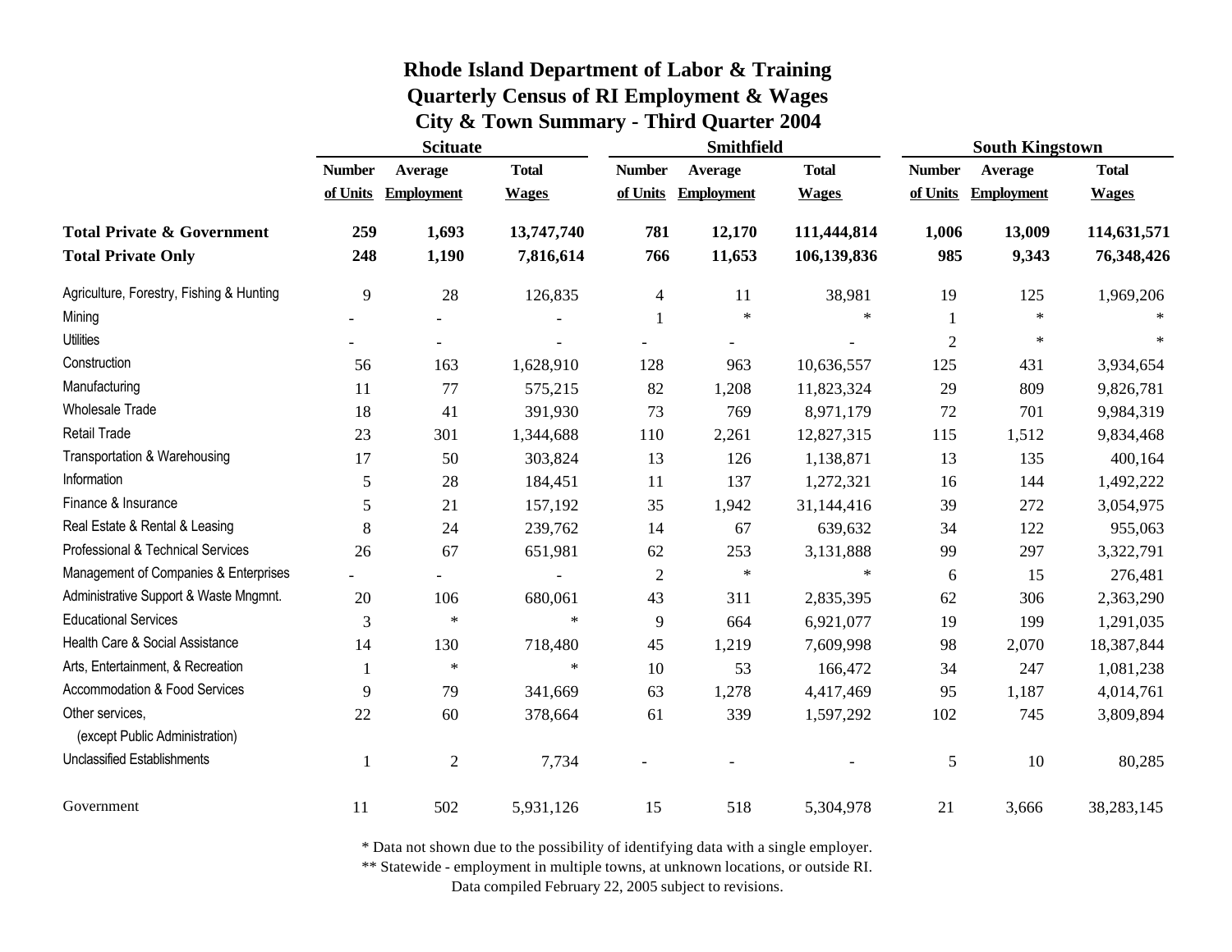# Rhode Island Department of Labor & Training
## Quarterly Census of RI Employment & Wages
## City & Town Summary - Third Quarter 2004

| | Scituate | | | Smithfield | | | South Kingstown | | |
|---|---|---|---|---|---|---|---|---|---|
| | Number of Units | Average Employment | Total Wages | Number of Units | Average Employment | Total Wages | Number of Units | Average Employment | Total Wages |
| **Total Private & Government** | **259** | **1,693** | **13,747,740** | **781** | **12,170** | **111,444,814** | **1,006** | **13,009** | **114,631,571** |
| **Total Private Only** | **248** | **1,190** | **7,816,614** | **766** | **11,653** | **106,139,836** | **985** | **9,343** | **76,348,426** |
| Agriculture, Forestry, Fishing & Hunting | 9 | 28 | 126,835 | 4 | 11 | 38,981 | 19 | 125 | 1,969,206 |
| Mining | - | - | - | 1 | * | * | 1 | * | * |
| Utilities | - | - | - | - | - | - | 2 | * | * |
| Construction | 56 | 163 | 1,628,910 | 128 | 963 | 10,636,557 | 125 | 431 | 3,934,654 |
| Manufacturing | 11 | 77 | 575,215 | 82 | 1,208 | 11,823,324 | 29 | 809 | 9,826,781 |
| Wholesale Trade | 18 | 41 | 391,930 | 73 | 769 | 8,971,179 | 72 | 701 | 9,984,319 |
| Retail Trade | 23 | 301 | 1,344,688 | 110 | 2,261 | 12,827,315 | 115 | 1,512 | 9,834,468 |
| Transportation & Warehousing | 17 | 50 | 303,824 | 13 | 126 | 1,138,871 | 13 | 135 | 400,164 |
| Information | 5 | 28 | 184,451 | 11 | 137 | 1,272,321 | 16 | 144 | 1,492,222 |
| Finance & Insurance | 5 | 21 | 157,192 | 35 | 1,942 | 31,144,416 | 39 | 272 | 3,054,975 |
| Real Estate & Rental & Leasing | 8 | 24 | 239,762 | 14 | 67 | 639,632 | 34 | 122 | 955,063 |
| Professional & Technical Services | 26 | 67 | 651,981 | 62 | 253 | 3,131,888 | 99 | 297 | 3,322,791 |
| Management of Companies & Enterprises | - | - | - | 2 | * | * | 6 | 15 | 276,481 |
| Administrative Support & Waste Mngmnt. | 20 | 106 | 680,061 | 43 | 311 | 2,835,395 | 62 | 306 | 2,363,290 |
| Educational Services | 3 | * | * | 9 | 664 | 6,921,077 | 19 | 199 | 1,291,035 |
| Health Care & Social Assistance | 14 | 130 | 718,480 | 45 | 1,219 | 7,609,998 | 98 | 2,070 | 18,387,844 |
| Arts, Entertainment, & Recreation | 1 | * | * | 10 | 53 | 166,472 | 34 | 247 | 1,081,238 |
| Accommodation & Food Services | 9 | 79 | 341,669 | 63 | 1,278 | 4,417,469 | 95 | 1,187 | 4,014,761 |
| Other services, (except Public Administration) | 22 | 60 | 378,664 | 61 | 339 | 1,597,292 | 102 | 745 | 3,809,894 |
| Unclassified Establishments | 1 | 2 | 7,734 | - | - | - | 5 | 10 | 80,285 |
| Government | 11 | 502 | 5,931,126 | 15 | 518 | 5,304,978 | 21 | 3,666 | 38,283,145 |

\* Data not shown due to the possibility of identifying data with a single employer.

\*\* Statewide - employment in multiple towns, at unknown locations, or outside RI.

Data compiled February 22, 2005 subject to revisions.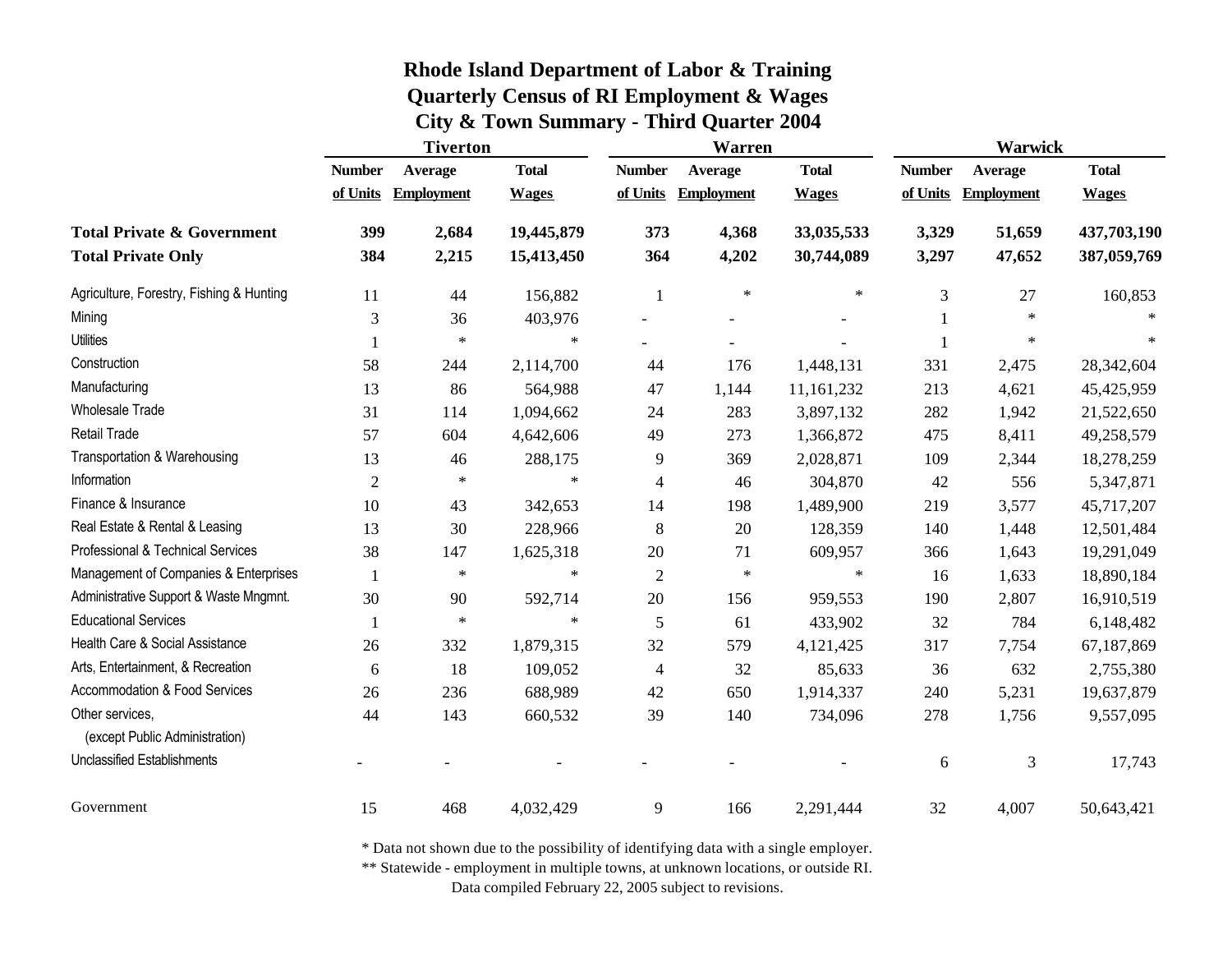# Rhode Island Department of Labor & Training
## Quarterly Census of RI Employment & Wages
### City & Town Summary - Third Quarter 2004

| | Tiverton | | | Warren | | | Warwick | | |
|---|---|---|---|---|---|---|---|---|---|
| | Number of Units | Average Employment | Total Wages | Number of Units | Average Employment | Total Wages | Number of Units | Average Employment | Total Wages |
| **Total Private & Government** | **399** | **2,684** | **19,445,879** | **373** | **4,368** | **33,035,533** | **3,329** | **51,659** | **437,703,190** |
| **Total Private Only** | **384** | **2,215** | **15,413,450** | **364** | **4,202** | **30,744,089** | **3,297** | **47,652** | **387,059,769** |
| Agriculture, Forestry, Fishing & Hunting | 11 | 44 | 156,882 | 1 | * | * | 3 | 27 | 160,853 |
| Mining | 3 | 36 | 403,976 | - | - | - | 1 | * | * |
| Utilities | 1 | * | * | - | - | - | 1 | * | * |
| Construction | 58 | 244 | 2,114,700 | 44 | 176 | 1,448,131 | 331 | 2,475 | 28,342,604 |
| Manufacturing | 13 | 86 | 564,988 | 47 | 1,144 | 11,161,232 | 213 | 4,621 | 45,425,959 |
| Wholesale Trade | 31 | 114 | 1,094,662 | 24 | 283 | 3,897,132 | 282 | 1,942 | 21,522,650 |
| Retail Trade | 57 | 604 | 4,642,606 | 49 | 273 | 1,366,872 | 475 | 8,411 | 49,258,579 |
| Transportation & Warehousing | 13 | 46 | 288,175 | 9 | 369 | 2,028,871 | 109 | 2,344 | 18,278,259 |
| Information | 2 | * | * | 4 | 46 | 304,870 | 42 | 556 | 5,347,871 |
| Finance & Insurance | 10 | 43 | 342,653 | 14 | 198 | 1,489,900 | 219 | 3,577 | 45,717,207 |
| Real Estate & Rental & Leasing | 13 | 30 | 228,966 | 8 | 20 | 128,359 | 140 | 1,448 | 12,501,484 |
| Professional & Technical Services | 38 | 147 | 1,625,318 | 20 | 71 | 609,957 | 366 | 1,643 | 19,291,049 |
| Management of Companies & Enterprises | 1 | * | * | 2 | * | * | 16 | 1,633 | 18,890,184 |
| Administrative Support & Waste Mngmnt. | 30 | 90 | 592,714 | 20 | 156 | 959,553 | 190 | 2,807 | 16,910,519 |
| Educational Services | 1 | * | * | 5 | 61 | 433,902 | 32 | 784 | 6,148,482 |
| Health Care & Social Assistance | 26 | 332 | 1,879,315 | 32 | 579 | 4,121,425 | 317 | 7,754 | 67,187,869 |
| Arts, Entertainment, & Recreation | 6 | 18 | 109,052 | 4 | 32 | 85,633 | 36 | 632 | 2,755,380 |
| Accommodation & Food Services | 26 | 236 | 688,989 | 42 | 650 | 1,914,337 | 240 | 5,231 | 19,637,879 |
| Other services, (except Public Administration) | 44 | 143 | 660,532 | 39 | 140 | 734,096 | 278 | 1,756 | 9,557,095 |
| Unclassified Establishments | - | - | - | - | - | - | 6 | 3 | 17,743 |
| Government | 15 | 468 | 4,032,429 | 9 | 166 | 2,291,444 | 32 | 4,007 | 50,643,421 |

* Data not shown due to the possibility of identifying data with a single employer.

** Statewide - employment in multiple towns, at unknown locations, or outside RI.

Data compiled February 22, 2005 subject to revisions.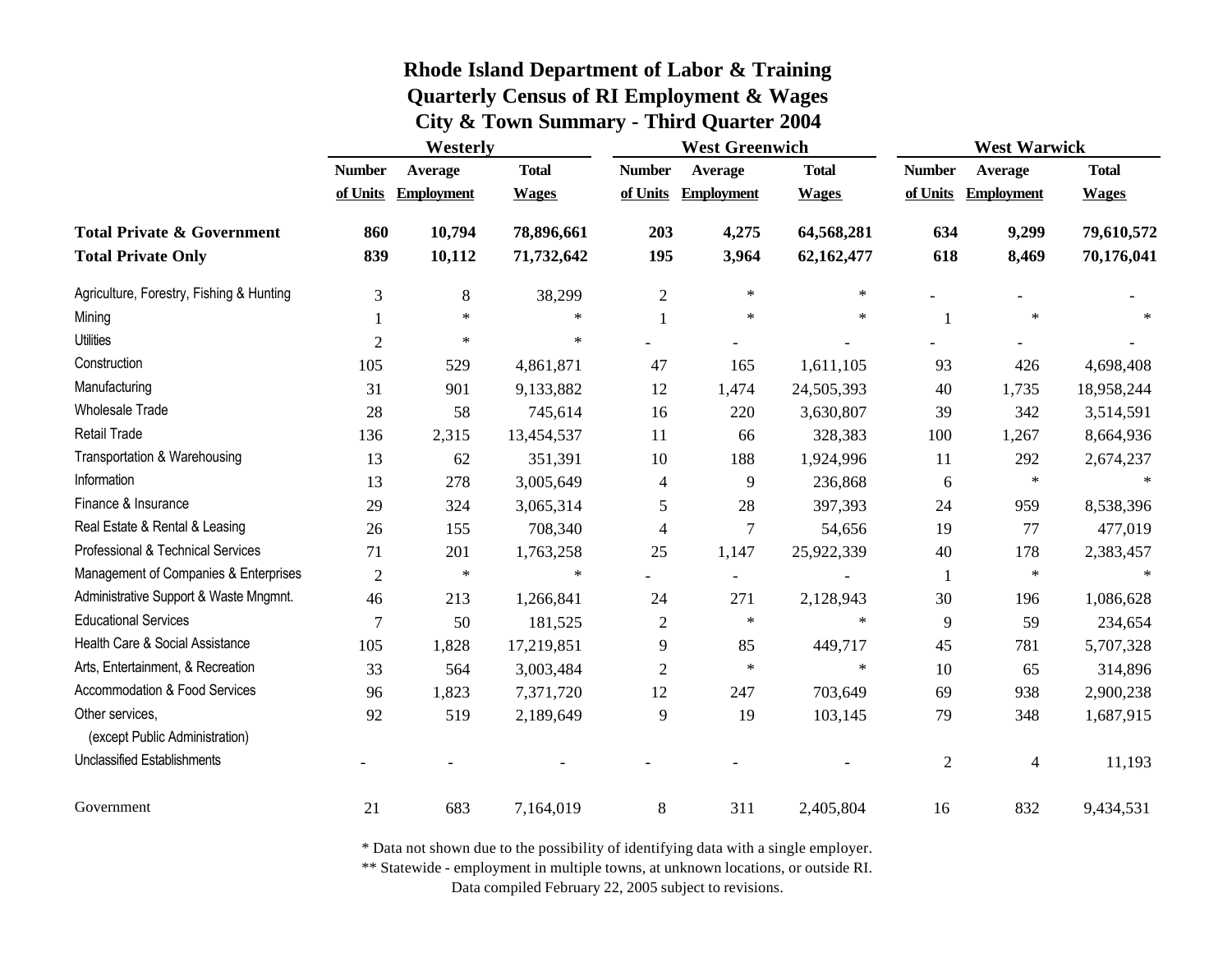# Rhode Island Department of Labor & Training

## Quarterly Census of RI Employment & Wages

## City & Town Summary - Third Quarter 2004

| | Westerly | | | West Greenwich | | | West Warwick | | |
|---|---|---|---|---|---|---|---|---|---|
| | Number of Units | Average Employment | Total Wages | Number of Units | Average Employment | Total Wages | Number of Units | Average Employment | Total Wages |
| **Total Private & Government** | **860** | **10,794** | **78,896,661** | **203** | **4,275** | **64,568,281** | **634** | **9,299** | **79,610,572** |
| **Total Private Only** | **839** | **10,112** | **71,732,642** | **195** | **3,964** | **62,162,477** | **618** | **8,469** | **70,176,041** |
| Agriculture, Forestry, Fishing & Hunting | 3 | 8 | 38,299 | 2 | * | * | - | - | - |
| Mining | 1 | * | * | 1 | * | * | 1 | * | * |
| Utilities | 2 | * | * | - | - | - | - | - | - |
| Construction | 105 | 529 | 4,861,871 | 47 | 165 | 1,611,105 | 93 | 426 | 4,698,408 |
| Manufacturing | 31 | 901 | 9,133,882 | 12 | 1,474 | 24,505,393 | 40 | 1,735 | 18,958,244 |
| Wholesale Trade | 28 | 58 | 745,614 | 16 | 220 | 3,630,807 | 39 | 342 | 3,514,591 |
| Retail Trade | 136 | 2,315 | 13,454,537 | 11 | 66 | 328,383 | 100 | 1,267 | 8,664,936 |
| Transportation & Warehousing | 13 | 62 | 351,391 | 10 | 188 | 1,924,996 | 11 | 292 | 2,674,237 |
| Information | 13 | 278 | 3,005,649 | 4 | 9 | 236,868 | 6 | * | * |
| Finance & Insurance | 29 | 324 | 3,065,314 | 5 | 28 | 397,393 | 24 | 959 | 8,538,396 |
| Real Estate & Rental & Leasing | 26 | 155 | 708,340 | 4 | 7 | 54,656 | 19 | 77 | 477,019 |
| Professional & Technical Services | 71 | 201 | 1,763,258 | 25 | 1,147 | 25,922,339 | 40 | 178 | 2,383,457 |
| Management of Companies & Enterprises | 2 | * | * | - | - | - | 1 | * | * |
| Administrative Support & Waste Mngmnt. | 46 | 213 | 1,266,841 | 24 | 271 | 2,128,943 | 30 | 196 | 1,086,628 |
| Educational Services | 7 | 50 | 181,525 | 2 | * | * | 9 | 59 | 234,654 |
| Health Care & Social Assistance | 105 | 1,828 | 17,219,851 | 9 | 85 | 449,717 | 45 | 781 | 5,707,328 |
| Arts, Entertainment, & Recreation | 33 | 564 | 3,003,484 | 2 | * | * | 10 | 65 | 314,896 |
| Accommodation & Food Services | 96 | 1,823 | 7,371,720 | 12 | 247 | 703,649 | 69 | 938 | 2,900,238 |
| Other services, (except Public Administration) | 92 | 519 | 2,189,649 | 9 | 19 | 103,145 | 79 | 348 | 1,687,915 |
| Unclassified Establishments | - | - | - | - | - | - | 2 | 4 | 11,193 |
| Government | 21 | 683 | 7,164,019 | 8 | 311 | 2,405,804 | 16 | 832 | 9,434,531 |

* Data not shown due to the possibility of identifying data with a single employer.
** Statewide - employment in multiple towns, at unknown locations, or outside RI.
Data compiled February 22, 2005 subject to revisions.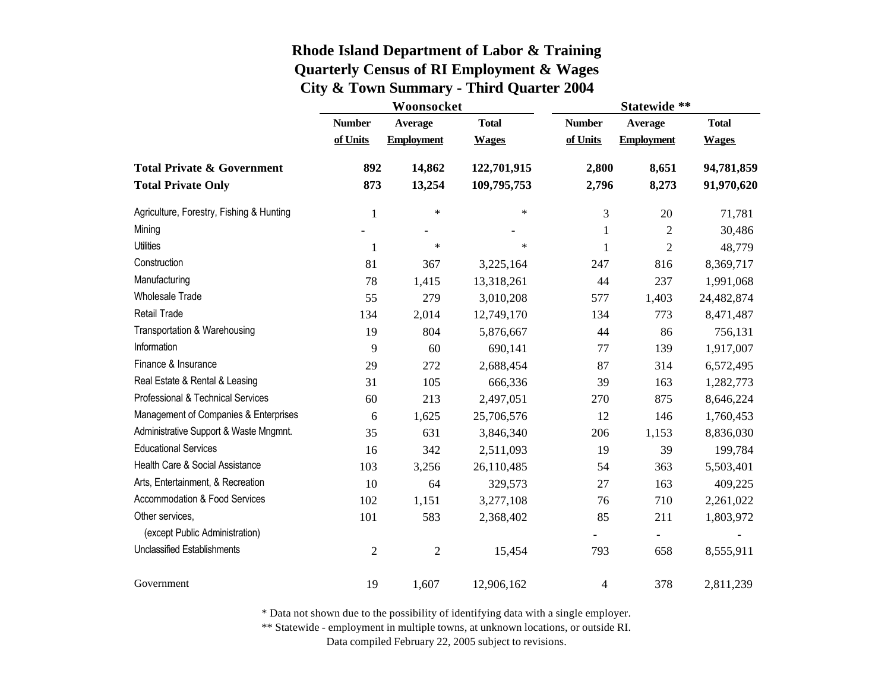# Rhode Island Department of Labor & Training
## Quarterly Census of RI Employment & Wages
## City & Town Summary - Third Quarter 2004

| | Woonsocket | | | Statewide ** | | |
|---|---|---|---|---|---|---|
| | Number of Units | Average Employment | Total Wages | Number of Units | Average Employment | Total Wages |
| **Total Private & Government** | **892** | **14,862** | **122,701,915** | **2,800** | **8,651** | **94,781,859** |
| **Total Private Only** | **873** | **13,254** | **109,795,753** | **2,796** | **8,273** | **91,970,620** |
| Agriculture, Forestry, Fishing & Hunting | 1 | * | * | 3 | 20 | 71,781 |
| Mining | - | - | - | 1 | 2 | 30,486 |
| Utilities | 1 | * | * | 1 | 2 | 48,779 |
| Construction | 81 | 367 | 3,225,164 | 247 | 816 | 8,369,717 |
| Manufacturing | 78 | 1,415 | 13,318,261 | 44 | 237 | 1,991,068 |
| Wholesale Trade | 55 | 279 | 3,010,208 | 577 | 1,403 | 24,482,874 |
| Retail Trade | 134 | 2,014 | 12,749,170 | 134 | 773 | 8,471,487 |
| Transportation & Warehousing | 19 | 804 | 5,876,667 | 44 | 86 | 756,131 |
| Information | 9 | 60 | 690,141 | 77 | 139 | 1,917,007 |
| Finance & Insurance | 29 | 272 | 2,688,454 | 87 | 314 | 6,572,495 |
| Real Estate & Rental & Leasing | 31 | 105 | 666,336 | 39 | 163 | 1,282,773 |
| Professional & Technical Services | 60 | 213 | 2,497,051 | 270 | 875 | 8,646,224 |
| Management of Companies & Enterprises | 6 | 1,625 | 25,706,576 | 12 | 146 | 1,760,453 |
| Administrative Support & Waste Mngmnt. | 35 | 631 | 3,846,340 | 206 | 1,153 | 8,836,030 |
| Educational Services | 16 | 342 | 2,511,093 | 19 | 39 | 199,784 |
| Health Care & Social Assistance | 103 | 3,256 | 26,110,485 | 54 | 363 | 5,503,401 |
| Arts, Entertainment, & Recreation | 10 | 64 | 329,573 | 27 | 163 | 409,225 |
| Accommodation & Food Services | 102 | 1,151 | 3,277,108 | 76 | 710 | 2,261,022 |
| Other services, | 101 | 583 | 2,368,402 | 85 | 211 | 1,803,972 |
| (except Public Administration) | | | | - | - | - |
| Unclassified Establishments | 2 | 2 | 15,454 | 793 | 658 | 8,555,911 |
| Government | 19 | 1,607 | 12,906,162 | 4 | 378 | 2,811,239 |

\* Data not shown due to the possibility of identifying data with a single employer.

** Statewide - employment in multiple towns, at unknown locations, or outside RI.

Data compiled February 22, 2005 subject to revisions.